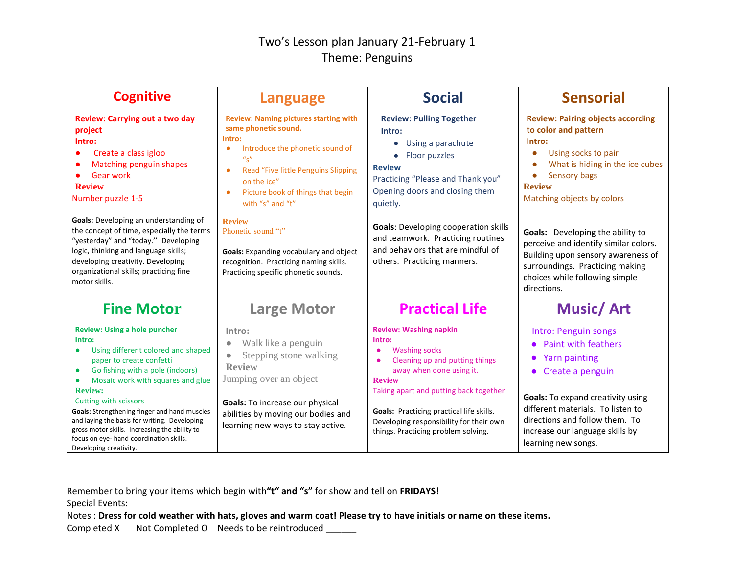# Two's Lesson plan January 21-February 1
## Theme: Penguins

| Cognitive | Language | Social | Sensorial |
|---|---|---|---|
| **Review: Carrying out a two day project**<br>**Intro:**<br>• Create a class igloo<br>• Matching penguin shapes<br>• Gear work<br>**Review**<br>Number puzzle 1-5<br><br>**Goals:** Developing an understanding of the concept of time, especially the terms "yesterday" and "today." Developing logic, thinking and language skills; developing creativity. Developing organizational skills; practicing fine motor skills. | **Review: Naming pictures starting with same phonetic sound.**<br>**Intro:**<br>• Introduce the phonetic sound of "s"<br>• Read "Five little Penguins Slipping on the ice"<br>• Picture book of things that begin with "s" and "t"<br><br>**Review**<br>Phonetic sound "t"<br><br>**Goals:** Expanding vocabulary and object recognition. Practicing naming skills. Practicing specific phonetic sounds. | **Review: Pulling Together**<br>**Intro:**<br>• Using a parachute<br>• Floor puzzles<br>**Review**<br>Practicing "Please and Thank you"<br>Opening doors and closing them quietly.<br><br>**Goals**: Developing cooperation skills and teamwork. Practicing routines and behaviors that are mindful of others. Practicing manners. | **Review: Pairing objects according to color and pattern**<br>**Intro:**<br>• Using socks to pair<br>• What is hiding in the ice cubes<br>• Sensory bags<br>**Review**<br>Matching objects by colors<br><br>**Goals:** Developing the ability to perceive and identify similar colors. Building upon sensory awareness of surroundings. Practicing making choices while following simple directions. |
| **Fine Motor** | **Large Motor** | **Practical Life** | **Music/ Art** |
| **Review: Using a hole puncher**<br>**Intro:**<br>• Using different colored and shaped paper to create confetti<br>• Go fishing with a pole (indoors)<br>• Mosaic work with squares and glue<br>**Review:**<br>Cutting with scissors<br>**Goals:** Strengthening finger and hand muscles and laying the basis for writing. Developing gross motor skills. Increasing the ability to focus on eye- hand coordination skills. Developing creativity. | **Intro:**<br>• Walk like a penguin<br>• Stepping stone walking<br>**Review**<br>Jumping over an object<br><br>**Goals:** To increase our physical abilities by moving our bodies and learning new ways to stay active. | **Review: Washing napkin**<br>**Intro:**<br>• Washing socks<br>• Cleaning up and putting things away when done using it.<br>**Review**<br>Taking apart and putting back together<br><br>**Goals:** Practicing practical life skills. Developing responsibility for their own things. Practicing problem solving. | Intro: Penguin songs<br>• Paint with feathers<br>• Yarn painting<br>• Create a penguin<br><br>**Goals:** To expand creativity using different materials. To listen to directions and follow them. To increase our language skills by learning new songs. |

Remember to bring your items which begin with **"t" and "s"** for show and tell on **FRIDAYS**!

Special Events:

Notes : **Dress for cold weather with hats, gloves and warm coat! Please try to have initials or name on these items.**

Completed X    Not Completed O    Needs to be reintroduced ______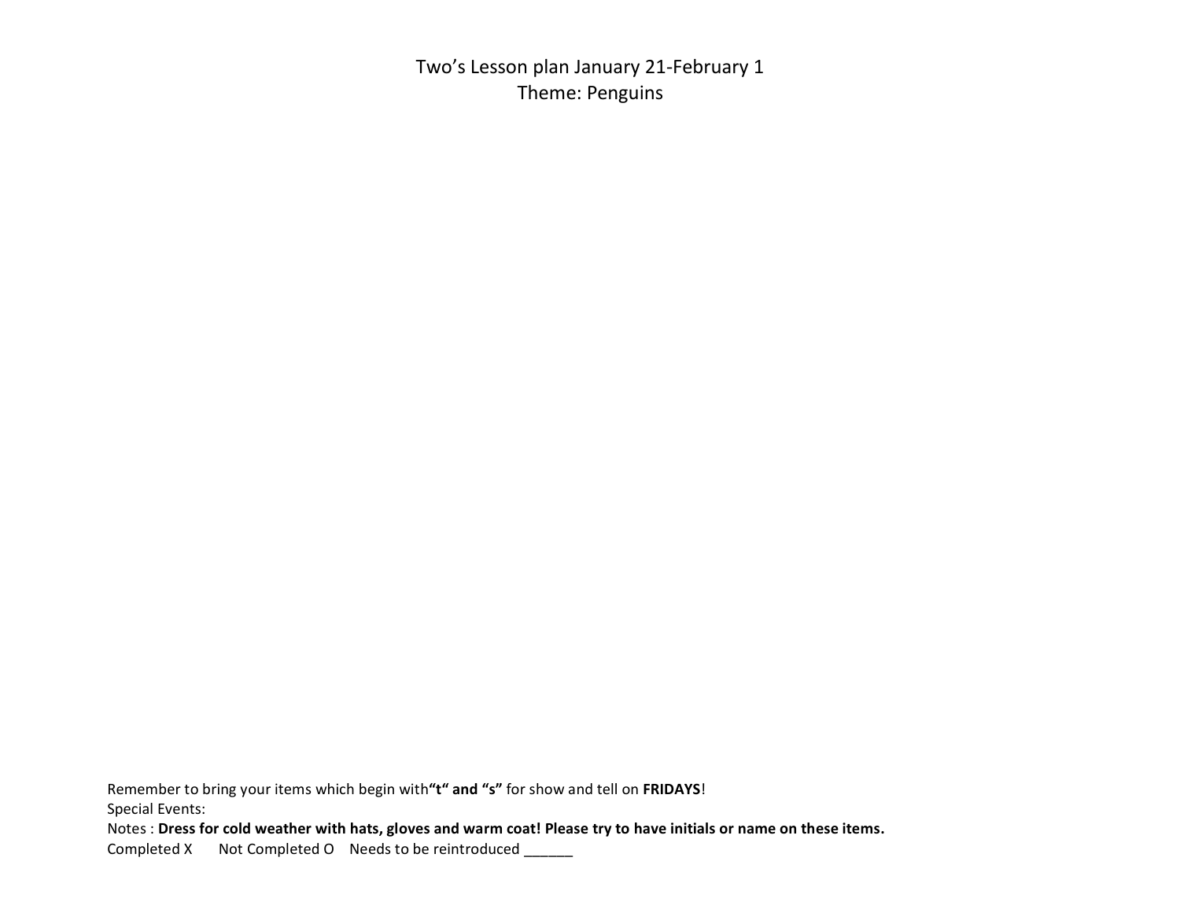# Two's Lesson plan January 21-February 1
## Theme: Penguins

Remember to bring your items which begin with **"t" and "s"** for show and tell on **FRIDAYS**!
Special Events:
Notes : **Dress for cold weather with hats, gloves and warm coat! Please try to have initials or name on these items.**
Completed X    Not Completed O    Needs to be reintroduced ______